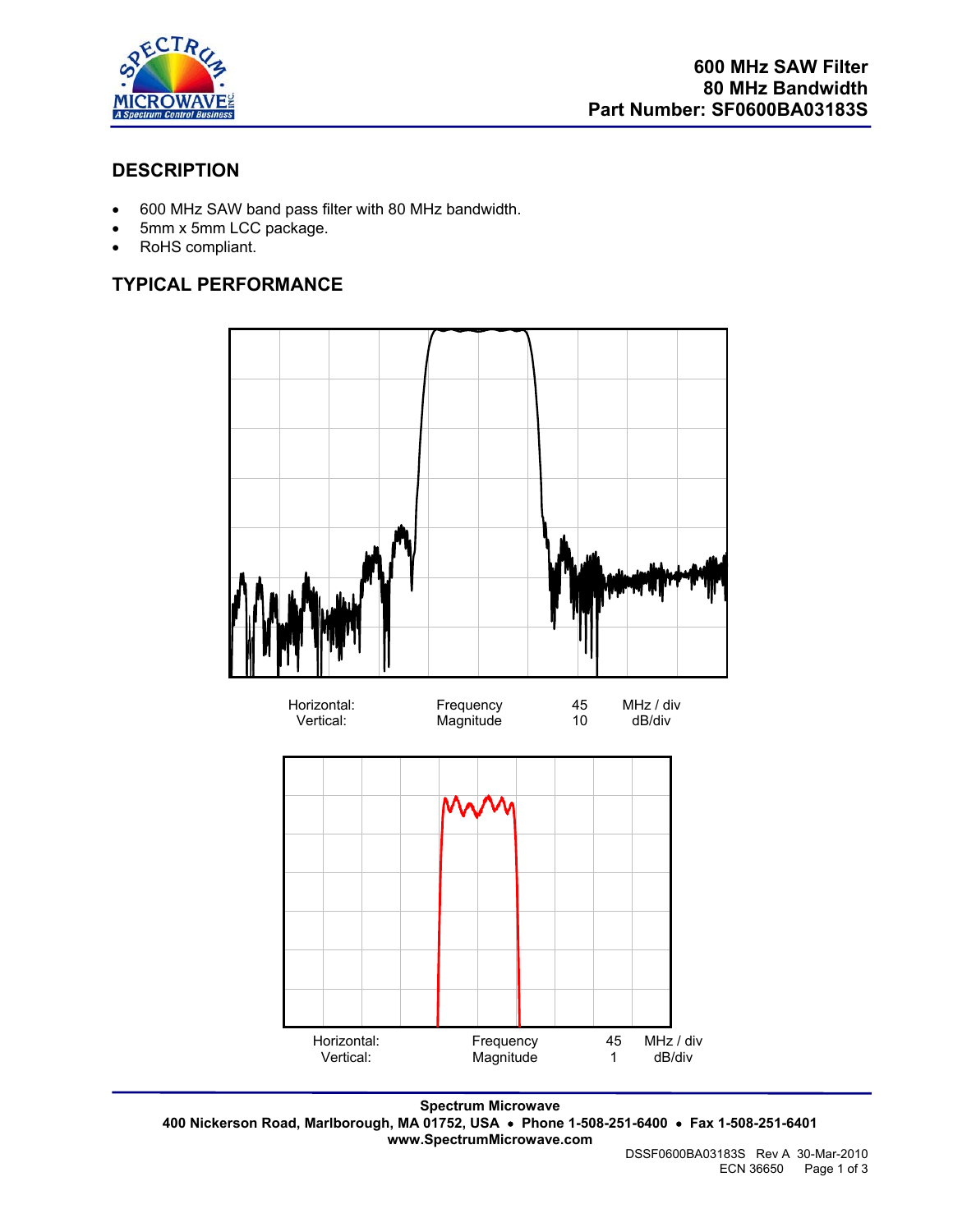# 600 MHz SAW Filter
# 80 MHz Bandwidth
# Part Number: SF0600BA03183S

## DESCRIPTION

- 600 MHz SAW band pass filter with 80 MHz bandwidth.
- 5mm x 5mm LCC package.
- RoHS compliant.

## TYPICAL PERFORMANCE

| | | | |
|---|---|---|---|
| Horizontal: | Frequency | 45 | MHz / div |
| Vertical: | Magnitude | 10 | dB/div |

| | | | |
|---|---|---|---|
| Horizontal: | Frequency | 45 | MHz / div |
| Vertical: | Magnitude | 1 | dB/div |

**Spectrum Microwave**
**400 Nickerson Road, Marlborough, MA 01752, USA • Phone 1-508-251-6400 • Fax 1-508-251-6401**
**www.SpectrumMicrowave.com**

DSSF0600BA03183S Rev A 30-Mar-2010
ECN 36650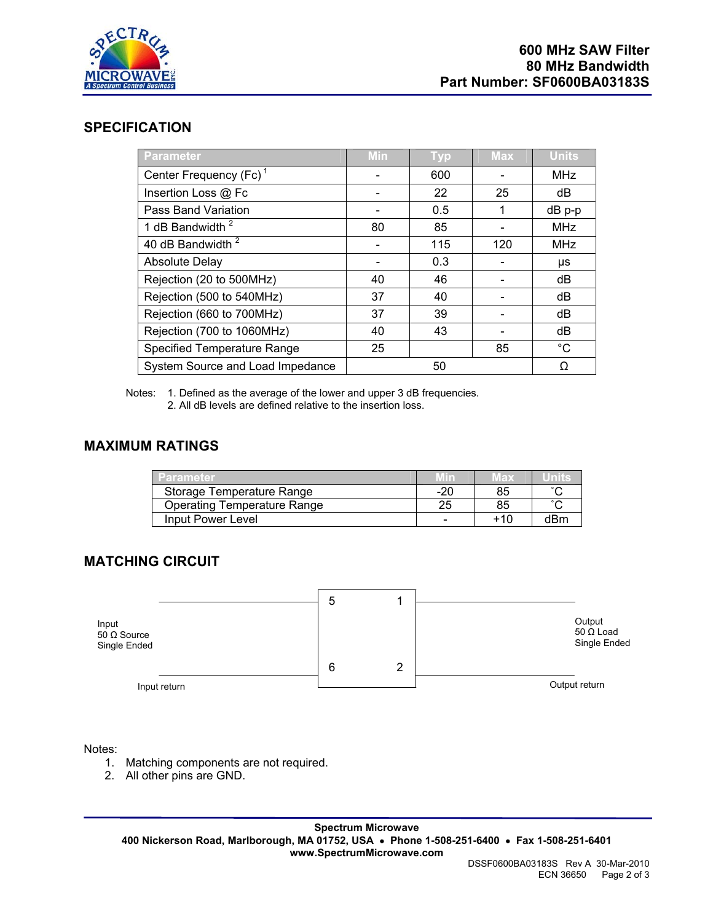# 600 MHz SAW Filter
## 80 MHz Bandwidth
## Part Number: SF0600BA03183S

## SPECIFICATION

| Parameter | Min | Typ | Max | Units |
|---|---|---|---|---|
| Center Frequency (Fc) [1] | - | 600 | - | MHz |
| Insertion Loss @ Fc | - | 22 | 25 | dB |
| Pass Band Variation | - | 0.5 | 1 | dB p-p |
| 1 dB Bandwidth [2] | 80 | 85 | - | MHz |
| 40 dB Bandwidth [2] | - | 115 | 120 | MHz |
| Absolute Delay | - | 0.3 | - | μs |
| Rejection (20 to 500MHz) | 40 | 46 | - | dB |
| Rejection (500 to 540MHz) | 37 | 40 | - | dB |
| Rejection (660 to 700MHz) | 37 | 39 | - | dB |
| Rejection (700 to 1060MHz) | 40 | 43 | - | dB |
| Specified Temperature Range | 25 | | 85 | °C |
| System Source and Load Impedance | | 50 | | Ω |

Notes: 1. Defined as the average of the lower and upper 3 dB frequencies.
2. All dB levels are defined relative to the insertion loss.

## MAXIMUM RATINGS

| Parameter | Min | Max | Units |
|---|---|---|---|
| Storage Temperature Range | -20 | 85 | ˚C |
| Operating Temperature Range | 25 | 85 | ˚C |
| Input Power Level | - | +10 | dBm |

## MATCHING CIRCUIT

Input
50 Ω Source
Single Ended

5 1

6 2

Output
50 Ω Load
Single Ended

Input return

Output return

Notes:
1. Matching components are not required.
2. All other pins are GND.

**Spectrum Microwave**
**400 Nickerson Road, Marlborough, MA 01752, USA • Phone 1-508-251-6400 • Fax 1-508-251-6401**
**www.SpectrumMicrowave.com**

DSSF0600BA03183S Rev A 30-Mar-2010
ECN 36650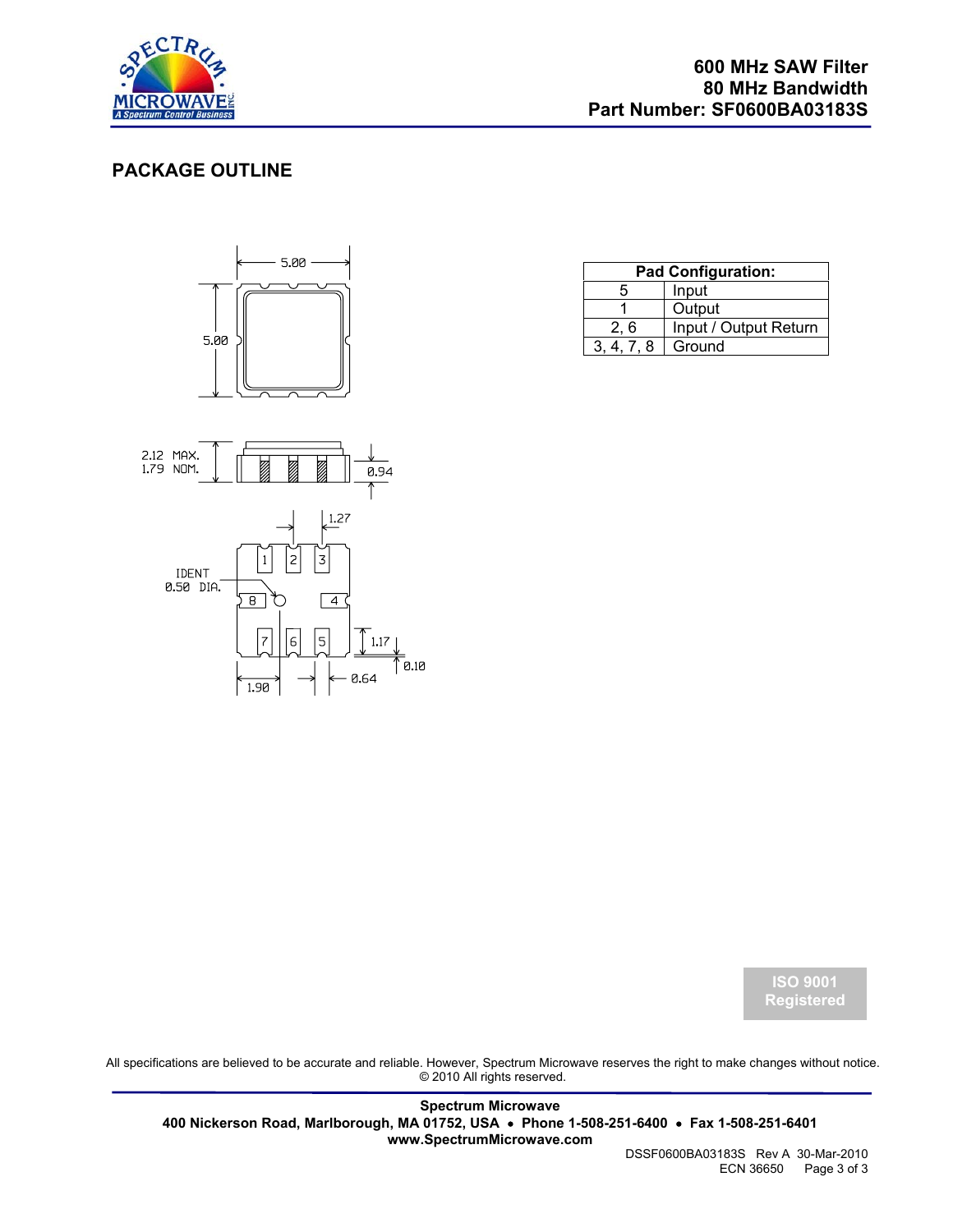# PACKAGE OUTLINE

5.00

5.00

2.12 MAX.
1.79 NOM.

0.94

1.27

IDENT
0.50 DIA.

1 2 3

8 4

7 6 5

1.17

0.10

1.90

0.64

| Pad Configuration: | |
|---|---|
| 5 | Input |
| 1 | Output |
| 2, 6 | Input / Output Return |
| 3, 4, 7, 8 | Ground |

ISO 9001 Registered

All specifications are believed to be accurate and reliable. However, Spectrum Microwave reserves the right to make changes without notice.
© 2010 All rights reserved.

**Spectrum Microwave**
**400 Nickerson Road, Marlborough, MA 01752, USA • Phone 1-508-251-6400 • Fax 1-508-251-6401**
**www.SpectrumMicrowave.com**

DSSF0600BA03183S Rev A 30-Mar-2010
ECN 36650